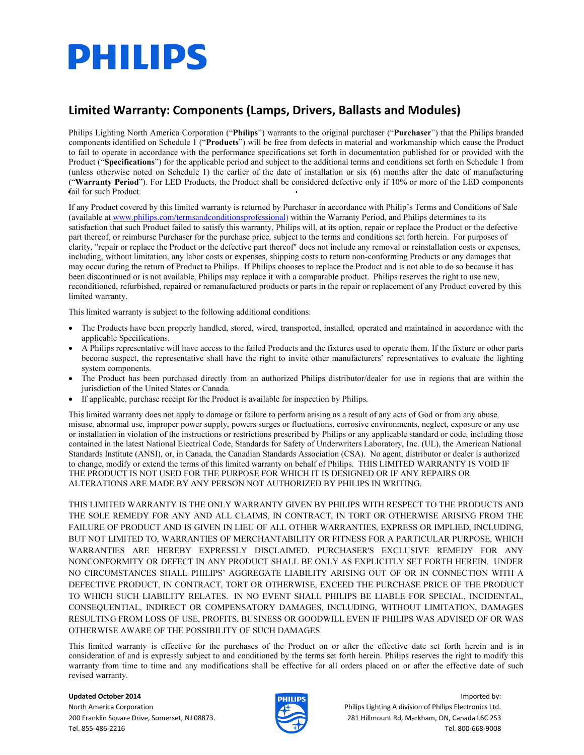# PHILIPS

## Limited Warranty: Components (Lamps, Drivers, Ballasts and Modules)

Philips Lighting North America Corporation ("**Philips**") warrants to the original purchaser ("**Purchaser**") that the Philips branded components identified on Schedule 1 ("**Products**") will be free from defects in material and workmanship which cause the Product to fail to operate in accordance with the performance specifications set forth in documentation published for or provided with the Product ("**Specifications**") for the applicable period and subject to the additional terms and conditions set forth on Schedule 1 from (unless otherwise noted on Schedule 1) the earlier of the date of installation or six (6) months after the date of manufacturing ("**Warranty Period**"). For LED Products, the Product shall be considered defective only if 10% or more of the LED components fail for such Product.

If any Product covered by this limited warranty is returned by Purchaser in accordance with Philip's Terms and Conditions of Sale (available at www.philips.com/termsandconditionsprofessional) within the Warranty Period, and Philips determines to its satisfaction that such Product failed to satisfy this warranty, Philips will, at its option, repair or replace the Product or the defective part thereof, or reimburse Purchaser for the purchase price, subject to the terms and conditions set forth herein. For purposes of clarity, "repair or replace the Product or the defective part thereof" does not include any removal or reinstallation costs or expenses, including, without limitation, any labor costs or expenses, shipping costs to return non-conforming Products or any damages that may occur during the return of Product to Philips. If Philips chooses to replace the Product and is not able to do so because it has been discontinued or is not available, Philips may replace it with a comparable product. Philips reserves the right to use new, reconditioned, refurbished, repaired or remanufactured products or parts in the repair or replacement of any Product covered by this limited warranty.

This limited warranty is subject to the following additional conditions:

- The Products have been properly handled, stored, wired, transported, installed, operated and maintained in accordance with the applicable Specifications.
- A Philips representative will have access to the failed Products and the fixtures used to operate them. If the fixture or other parts become suspect, the representative shall have the right to invite other manufacturers' representatives to evaluate the lighting system components.
- The Product has been purchased directly from an authorized Philips distributor/dealer for use in regions that are within the jurisdiction of the United States or Canada.
- If applicable, purchase receipt for the Product is available for inspection by Philips.

This limited warranty does not apply to damage or failure to perform arising as a result of any acts of God or from any abuse, misuse, abnormal use, improper power supply, powers surges or fluctuations, corrosive environments, neglect, exposure or any use or installation in violation of the instructions or restrictions prescribed by Philips or any applicable standard or code, including those contained in the latest National Electrical Code, Standards for Safety of Underwriters Laboratory, Inc. (UL), the American National Standards Institute (ANSI), or, in Canada, the Canadian Standards Association (CSA). No agent, distributor or dealer is authorized to change, modify or extend the terms of this limited warranty on behalf of Philips. THIS LIMITED WARRANTY IS VOID IF THE PRODUCT IS NOT USED FOR THE PURPOSE FOR WHICH IT IS DESIGNED OR IF ANY REPAIRS OR ALTERATIONS ARE MADE BY ANY PERSON NOT AUTHORIZED BY PHILIPS IN WRITING.

THIS LIMITED WARRANTY IS THE ONLY WARRANTY GIVEN BY PHILIPS WITH RESPECT TO THE PRODUCTS AND THE SOLE REMEDY FOR ANY AND ALL CLAIMS, IN CONTRACT, IN TORT OR OTHERWISE ARISING FROM THE FAILURE OF PRODUCT AND IS GIVEN IN LIEU OF ALL OTHER WARRANTIES, EXPRESS OR IMPLIED, INCLUDING, BUT NOT LIMITED TO, WARRANTIES OF MERCHANTABILITY OR FITNESS FOR A PARTICULAR PURPOSE, WHICH WARRANTIES ARE HEREBY EXPRESSLY DISCLAIMED. PURCHASER'S EXCLUSIVE REMEDY FOR ANY NONCONFORMITY OR DEFECT IN ANY PRODUCT SHALL BE ONLY AS EXPLICITLY SET FORTH HEREIN. UNDER NO CIRCUMSTANCES SHALL PHILIPS' AGGREGATE LIABILITY ARISING OUT OF OR IN CONNECTION WITH A DEFECTIVE PRODUCT, IN CONTRACT, TORT OR OTHERWISE, EXCEED THE PURCHASE PRICE OF THE PRODUCT TO WHICH SUCH LIABILITY RELATES. IN NO EVENT SHALL PHILIPS BE LIABLE FOR SPECIAL, INCIDENTAL, CONSEQUENTIAL, INDIRECT OR COMPENSATORY DAMAGES, INCLUDING, WITHOUT LIMITATION, DAMAGES RESULTING FROM LOSS OF USE, PROFITS, BUSINESS OR GOODWILL EVEN IF PHILIPS WAS ADVISED OF OR WAS OTHERWISE AWARE OF THE POSSIBILITY OF SUCH DAMAGES.

This limited warranty is effective for the purchases of the Product on or after the effective date set forth herein and is in consideration of and is expressly subject to and conditioned by the terms set forth herein. Philips reserves the right to modify this warranty from time to time and any modifications shall be effective for all orders placed on or after the effective date of such revised warranty.

**Updated October 2014**
North America Corporation
200 Franklin Square Drive, Somerset, NJ 08873.
Tel. 855-486-2216

Imported by:
Philips Lighting A division of Philips Electronics Ltd.
281 Hillmount Rd, Markham, ON, Canada L6C 2S3
Tel. 800-668-9008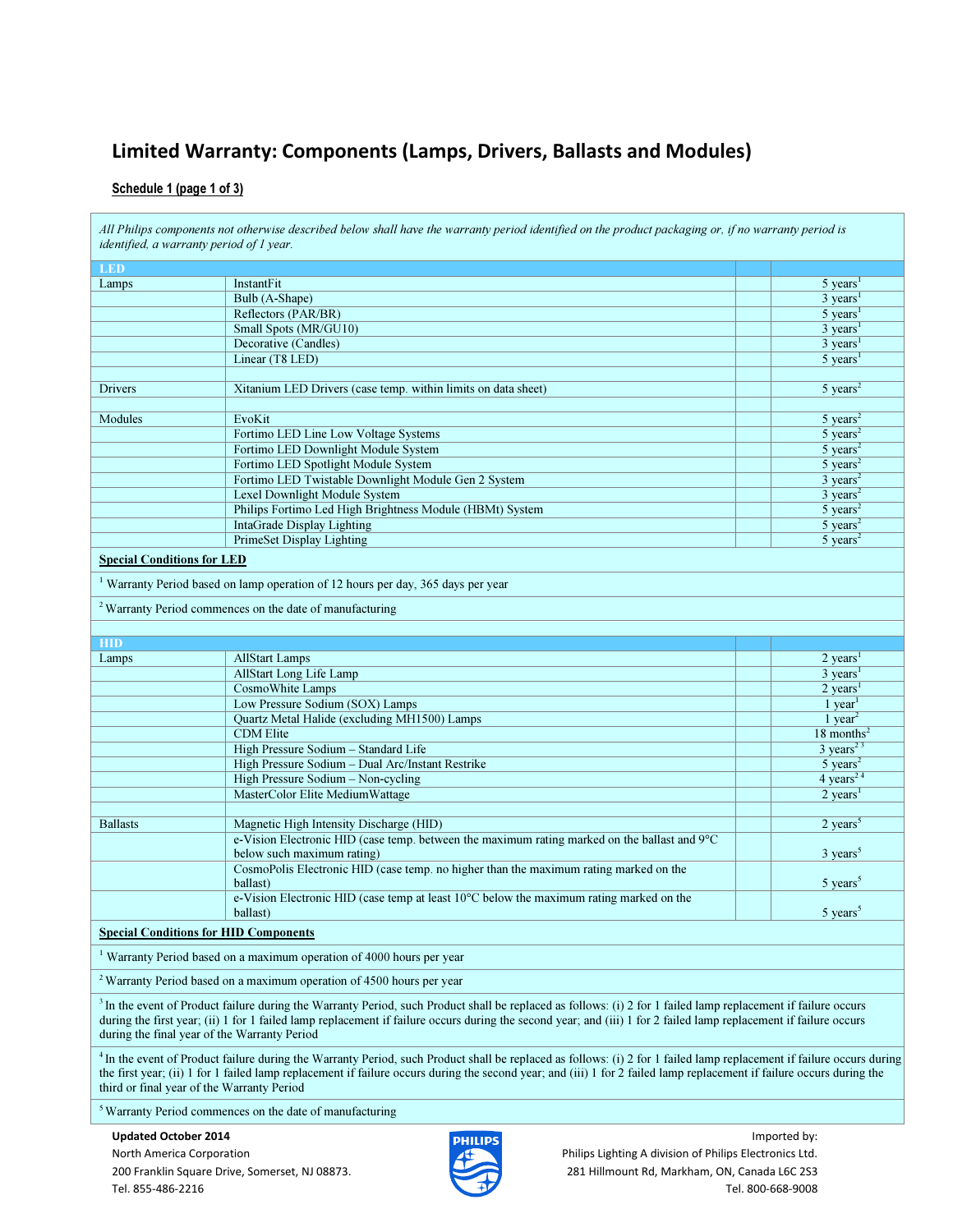# Limited Warranty: Components (Lamps, Drivers, Ballasts and Modules)

**Schedule 1 (page 1 of 3)**

*All Philips components not otherwise described below shall have the warranty period identified on the product packaging or, if no warranty period is identified, a warranty period of 1 year.*

| LED | | | |
|---|---|---|---|
| Lamps | InstantFit | | 5 years[1] |
| | Bulb (A-Shape) | | 3 years[1] |
| | Reflectors (PAR/BR) | | 5 years[1] |
| | Small Spots (MR/GU10) | | 3 years[1] |
| | Decorative (Candles) | | 3 years[1] |
| | Linear (T8 LED) | | 5 years[1] |
| | | | |
| Drivers | Xitanium LED Drivers (case temp. within limits on data sheet) | | 5 years[2] |
| | | | |
| Modules | EvoKit | | 5 years[2] |
| | Fortimo LED Line Low Voltage Systems | | 5 years[2] |
| | Fortimo LED Downlight Module System | | 5 years[2] |
| | Fortimo LED Spotlight Module System | | 5 years[2] |
| | Fortimo LED Twistable Downlight Module Gen 2 System | | 3 years[2] |
| | Lexel Downlight Module System | | 3 years[2] |
| | Philips Fortimo Led High Brightness Module (HBMt) System | | 5 years[2] |
| | IntaGrade Display Lighting | | 5 years[2] |
| | PrimeSet Display Lighting | | 5 years[2] |

**Special Conditions for LED**

[1] Warranty Period based on lamp operation of 12 hours per day, 365 days per year

[2] Warranty Period commences on the date of manufacturing

| HID | | | |
|---|---|---|---|
| Lamps | AllStart Lamps | | 2 years[1] |
| | AllStart Long Life Lamp | | 3 years[1] |
| | CosmoWhite Lamps | | 2 years[1] |
| | Low Pressure Sodium (SOX) Lamps | | 1 year[1] |
| | Quartz Metal Halide (excluding MH1500) Lamps | | 1 year[2] |
| | CDM Elite | | 18 months[2] |
| | High Pressure Sodium – Standard Life | | 3 years[2 3] |
| | High Pressure Sodium – Dual Arc/Instant Restrike | | 5 years[2] |
| | High Pressure Sodium – Non-cycling | | 4 years[2 4] |
| | MasterColor Elite MediumWattage | | 2 years[1] |
| | | | |
| Ballasts | Magnetic High Intensity Discharge (HID) | | 2 years[5] |
| | e-Vision Electronic HID (case temp. between the maximum rating marked on the ballast and 9°C below such maximum rating) | | 3 years[5] |
| | CosmoPolis Electronic HID (case temp. no higher than the maximum rating marked on the ballast) | | 5 years[5] |
| | e-Vision Electronic HID (case temp at least 10°C below the maximum rating marked on the ballast) | | 5 years[5] |

**Special Conditions for HID Components**

[1] Warranty Period based on a maximum operation of 4000 hours per year

[2] Warranty Period based on a maximum operation of 4500 hours per year

[3] In the event of Product failure during the Warranty Period, such Product shall be replaced as follows: (i) 2 for 1 failed lamp replacement if failure occurs during the first year; (ii) 1 for 1 failed lamp replacement if failure occurs during the second year; and (iii) 1 for 2 failed lamp replacement if failure occurs during the final year of the Warranty Period

[4] In the event of Product failure during the Warranty Period, such Product shall be replaced as follows: (i) 2 for 1 failed lamp replacement if failure occurs during the first year; (ii) 1 for 1 failed lamp replacement if failure occurs during the second year; and (iii) 1 for 2 failed lamp replacement if failure occurs during the third or final year of the Warranty Period

[5] Warranty Period commences on the date of manufacturing

**Updated October 2014**
North America Corporation
200 Franklin Square Drive, Somerset, NJ 08873.
Tel. 855-486-2216

Imported by:
Philips Lighting A division of Philips Electronics Ltd.
281 Hillmount Rd, Markham, ON, Canada L6C 2S3
Tel. 800-668-9008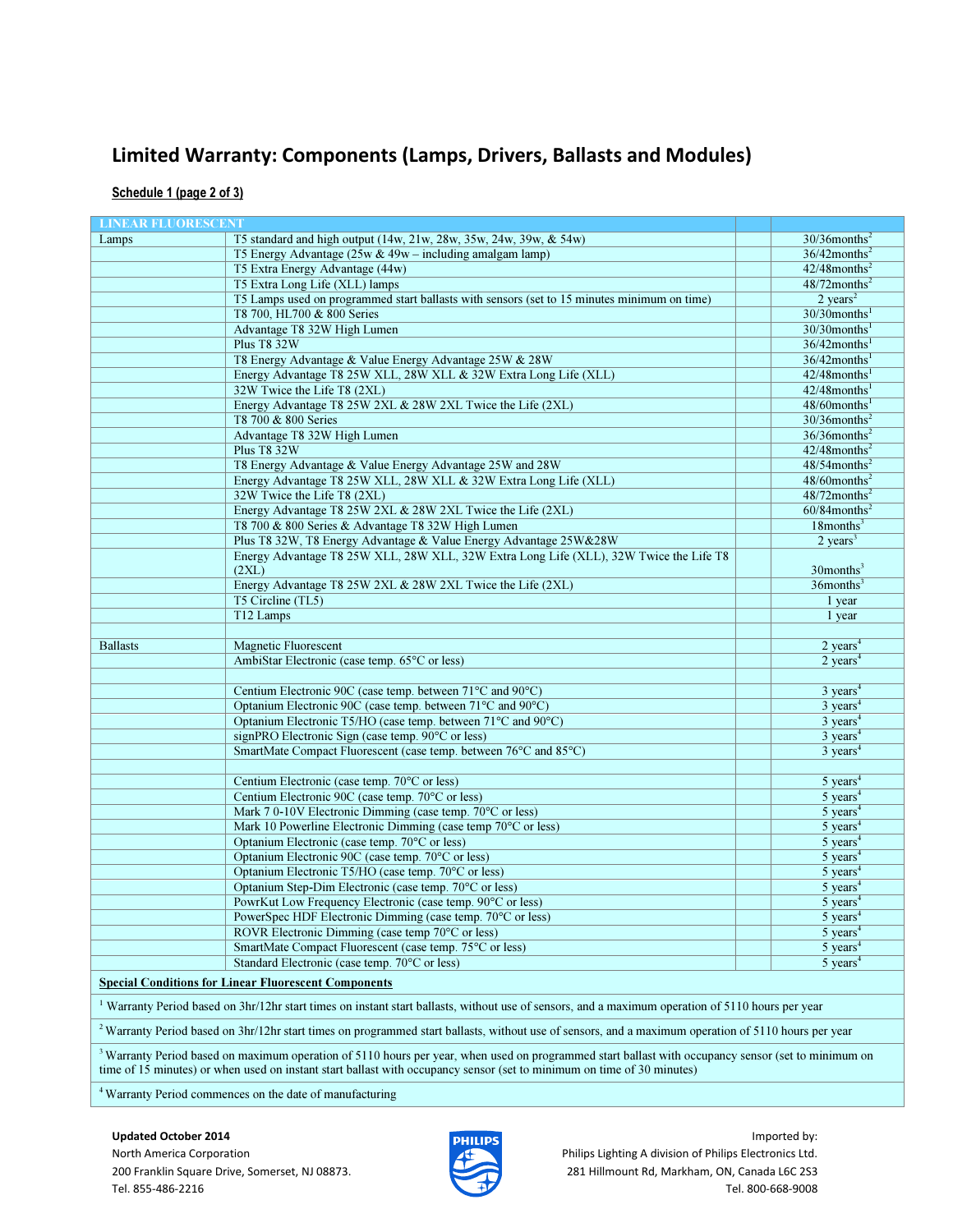# Limited Warranty: Components (Lamps, Drivers, Ballasts and Modules)

**Schedule 1 (page 2 of 3)**

| LINEAR FLUORESCENT | | | |
|---|---|---|---|
| Lamps | T5 standard and high output (14w, 21w, 28w, 35w, 24w, 39w, & 54w) | | 30/36months[2] |
| | T5 Energy Advantage (25w & 49w – including amalgam lamp) | | 36/42months[2] |
| | T5 Extra Energy Advantage (44w) | | 42/48months[2] |
| | T5 Extra Long Life (XLL) lamps | | 48/72months[2] |
| | T5 Lamps used on programmed start ballasts with sensors (set to 15 minutes minimum on time) | | 2 years[2] |
| | T8 700, HL700 & 800 Series | | 30/30months[1] |
| | Advantage T8 32W High Lumen | | 30/30months[1] |
| | Plus T8 32W | | 36/42months[1] |
| | T8 Energy Advantage & Value Energy Advantage 25W & 28W | | 36/42months[1] |
| | Energy Advantage T8 25W XLL, 28W XLL & 32W Extra Long Life (XLL) | | 42/48months[1] |
| | 32W Twice the Life T8 (2XL) | | 42/48months[1] |
| | Energy Advantage T8 25W 2XL & 28W 2XL Twice the Life (2XL) | | 48/60months[1] |
| | T8 700 & 800 Series | | 30/36months[2] |
| | Advantage T8 32W High Lumen | | 36/36months[2] |
| | Plus T8 32W | | 42/48months[2] |
| | T8 Energy Advantage & Value Energy Advantage 25W and 28W | | 48/54months[2] |
| | Energy Advantage T8 25W XLL, 28W XLL & 32W Extra Long Life (XLL) | | 48/60months[2] |
| | 32W Twice the Life T8 (2XL) | | 48/72months[2] |
| | Energy Advantage T8 25W 2XL & 28W 2XL Twice the Life (2XL) | | 60/84months[2] |
| | T8 700 & 800 Series & Advantage T8 32W High Lumen | | 18months[3] |
| | Plus T8 32W, T8 Energy Advantage & Value Energy Advantage 25W&28W | | 2 years[3] |
| | Energy Advantage T8 25W XLL, 28W XLL, 32W Extra Long Life (XLL), 32W Twice the Life T8 (2XL) | | 30months[3] |
| | Energy Advantage T8 25W 2XL & 28W 2XL Twice the Life (2XL) | | 36months[3] |
| | T5 Circline (TL5) | | 1 year |
| | T12 Lamps | | 1 year |
| | | | |
| Ballasts | Magnetic Fluorescent | | 2 years[4] |
| | AmbiStar Electronic (case temp. 65°C or less) | | 2 years[4] |
| | | | |
| | Centium Electronic 90C (case temp. between 71°C and 90°C) | | 3 years[4] |
| | Optanium Electronic 90C (case temp. between 71°C and 90°C) | | 3 years[4] |
| | Optanium Electronic T5/HO (case temp. between 71°C and 90°C) | | 3 years[4] |
| | signPRO Electronic Sign (case temp. 90°C or less) | | 3 years[4] |
| | SmartMate Compact Fluorescent (case temp. between 76°C and 85°C) | | 3 years[4] |
| | | | |
| | Centium Electronic (case temp. 70°C or less) | | 5 years[4] |
| | Centium Electronic 90C (case temp. 70°C or less) | | 5 years[4] |
| | Mark 7 0-10V Electronic Dimming (case temp. 70°C or less) | | 5 years[4] |
| | Mark 10 Powerline Electronic Dimming (case temp 70°C or less) | | 5 years[4] |
| | Optanium Electronic (case temp. 70°C or less) | | 5 years[4] |
| | Optanium Electronic 90C (case temp. 70°C or less) | | 5 years[4] |
| | Optanium Electronic T5/HO (case temp. 70°C or less) | | 5 years[4] |
| | Optanium Step-Dim Electronic (case temp. 70°C or less) | | 5 years[4] |
| | PowrKut Low Frequency Electronic (case temp. 90°C or less) | | 5 years[4] |
| | PowerSpec HDF Electronic Dimming (case temp. 70°C or less) | | 5 years[4] |
| | ROVR Electronic Dimming (case temp 70°C or less) | | 5 years[4] |
| | SmartMate Compact Fluorescent (case temp. 75°C or less) | | 5 years[4] |
| | Standard Electronic (case temp. 70°C or less) | | 5 years[4] |

**Special Conditions for Linear Fluorescent Components**

[1] Warranty Period based on 3hr/12hr start times on instant start ballasts, without use of sensors, and a maximum operation of 5110 hours per year

[2] Warranty Period based on 3hr/12hr start times on programmed start ballasts, without use of sensors, and a maximum operation of 5110 hours per year

[3] Warranty Period based on maximum operation of 5110 hours per year, when used on programmed start ballast with occupancy sensor (set to minimum on time of 15 minutes) or when used on instant start ballast with occupancy sensor (set to minimum on time of 30 minutes)

[4] Warranty Period commences on the date of manufacturing

**Updated October 2014**
North America Corporation
200 Franklin Square Drive, Somerset, NJ 08873.
Tel. 855-486-2216

Imported by:
Philips Lighting A division of Philips Electronics Ltd.
281 Hillmount Rd, Markham, ON, Canada L6C 2S3
Tel. 800-668-9008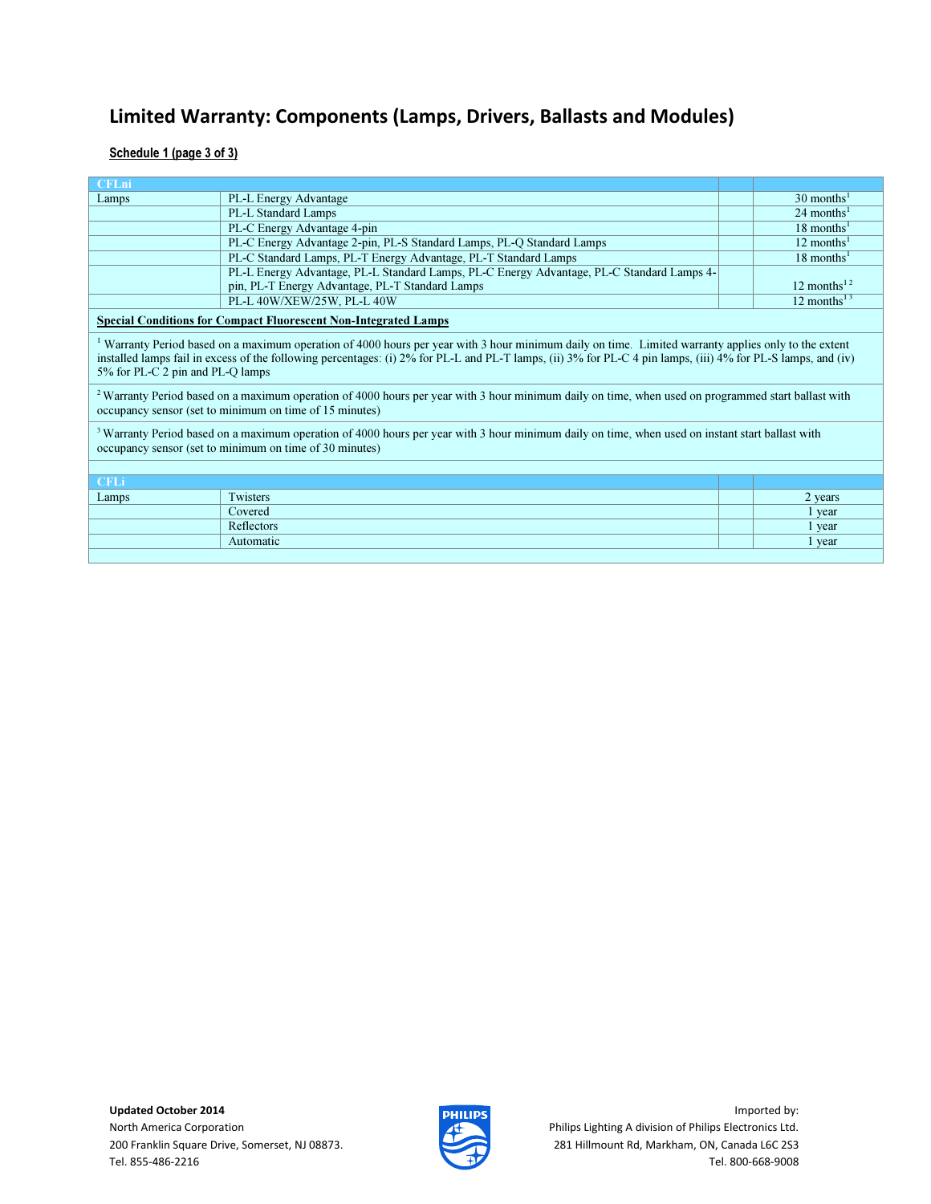## Limited Warranty: Components (Lamps, Drivers, Ballasts and Modules)

**Schedule 1 (page 3 of 3)**

| CFLni | | | |
|---|---|---|---|
| Lamps | PL-L Energy Advantage | | 30 months[1] |
| | PL-L Standard Lamps | | 24 months[1] |
| | PL-C Energy Advantage 4-pin | | 18 months[1] |
| | PL-C Energy Advantage 2-pin, PL-S Standard Lamps, PL-Q Standard Lamps | | 12 months[1] |
| | PL-C Standard Lamps, PL-T Energy Advantage, PL-T Standard Lamps | | 18 months[1] |
| | PL-L Energy Advantage, PL-L Standard Lamps, PL-C Energy Advantage, PL-C Standard Lamps 4-pin, PL-T Energy Advantage, PL-T Standard Lamps | | 12 months[1 2] |
| | PL-L 40W/XEW/25W, PL-L 40W | | 12 months[1 3] |

**Special Conditions for Compact Fluorescent Non-Integrated Lamps**

[1] Warranty Period based on a maximum operation of 4000 hours per year with 3 hour minimum daily on time. Limited warranty applies only to the extent installed lamps fail in excess of the following percentages: (i) 2% for PL-L and PL-T lamps, (ii) 3% for PL-C 4 pin lamps, (iii) 4% for PL-S lamps, and (iv) 5% for PL-C 2 pin and PL-Q lamps

[2] Warranty Period based on a maximum operation of 4000 hours per year with 3 hour minimum daily on time, when used on programmed start ballast with occupancy sensor (set to minimum on time of 15 minutes)

[3] Warranty Period based on a maximum operation of 4000 hours per year with 3 hour minimum daily on time, when used on instant start ballast with occupancy sensor (set to minimum on time of 30 minutes)

| CFLi | | | |
|---|---|---|---|
| Lamps | Twisters | | 2 years |
| | Covered | | 1 year |
| | Reflectors | | 1 year |
| | Automatic | | 1 year |

**Updated October 2014**
North America Corporation
200 Franklin Square Drive, Somerset, NJ 08873.
Tel. 855-486-2216

Imported by:
Philips Lighting A division of Philips Electronics Ltd.
281 Hillmount Rd, Markham, ON, Canada L6C 2S3
Tel. 800-668-9008